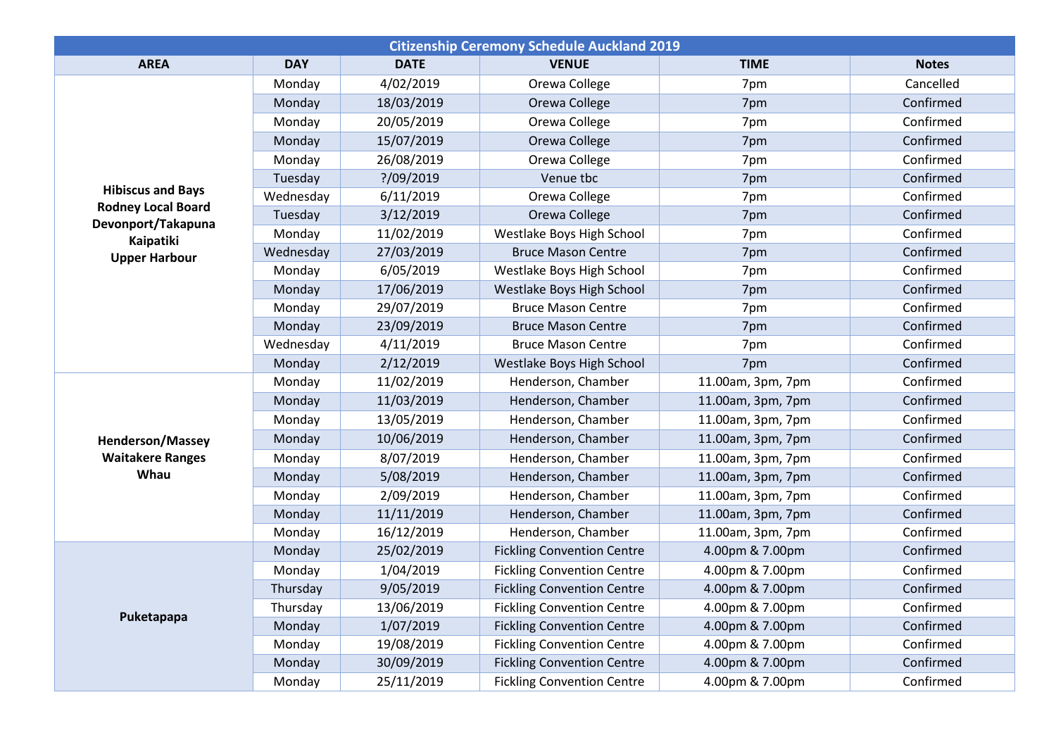| Citizenship Ceremony Schedule Auckland 2019 | | | | | |
|---|---|---|---|---|---|
| **AREA** | **DAY** | **DATE** | **VENUE** | **TIME** | **Notes** |
| **Hibiscus and Bays<br>Rodney Local Board<br>Devonport/Takapuna<br>Kaipatiki<br>Upper Harbour** | Monday | 4/02/2019 | Orewa College | 7pm | Cancelled |
| | Monday | 18/03/2019 | Orewa College | 7pm | Confirmed |
| | Monday | 20/05/2019 | Orewa College | 7pm | Confirmed |
| | Monday | 15/07/2019 | Orewa College | 7pm | Confirmed |
| | Monday | 26/08/2019 | Orewa College | 7pm | Confirmed |
| | Tuesday | ?/09/2019 | Venue tbc | 7pm | Confirmed |
| | Wednesday | 6/11/2019 | Orewa College | 7pm | Confirmed |
| | Tuesday | 3/12/2019 | Orewa College | 7pm | Confirmed |
| | Monday | 11/02/2019 | Westlake Boys High School | 7pm | Confirmed |
| | Wednesday | 27/03/2019 | Bruce Mason Centre | 7pm | Confirmed |
| | Monday | 6/05/2019 | Westlake Boys High School | 7pm | Confirmed |
| | Monday | 17/06/2019 | Westlake Boys High School | 7pm | Confirmed |
| | Monday | 29/07/2019 | Bruce Mason Centre | 7pm | Confirmed |
| | Monday | 23/09/2019 | Bruce Mason Centre | 7pm | Confirmed |
| | Wednesday | 4/11/2019 | Bruce Mason Centre | 7pm | Confirmed |
| | Monday | 2/12/2019 | Westlake Boys High School | 7pm | Confirmed |
| **Henderson/Massey<br>Waitakere Ranges<br>Whau** | Monday | 11/02/2019 | Henderson, Chamber | 11.00am, 3pm, 7pm | Confirmed |
| | Monday | 11/03/2019 | Henderson, Chamber | 11.00am, 3pm, 7pm | Confirmed |
| | Monday | 13/05/2019 | Henderson, Chamber | 11.00am, 3pm, 7pm | Confirmed |
| | Monday | 10/06/2019 | Henderson, Chamber | 11.00am, 3pm, 7pm | Confirmed |
| | Monday | 8/07/2019 | Henderson, Chamber | 11.00am, 3pm, 7pm | Confirmed |
| | Monday | 5/08/2019 | Henderson, Chamber | 11.00am, 3pm, 7pm | Confirmed |
| | Monday | 2/09/2019 | Henderson, Chamber | 11.00am, 3pm, 7pm | Confirmed |
| | Monday | 11/11/2019 | Henderson, Chamber | 11.00am, 3pm, 7pm | Confirmed |
| | Monday | 16/12/2019 | Henderson, Chamber | 11.00am, 3pm, 7pm | Confirmed |
| **Puketapapa** | Monday | 25/02/2019 | Fickling Convention Centre | 4.00pm & 7.00pm | Confirmed |
| | Monday | 1/04/2019 | Fickling Convention Centre | 4.00pm & 7.00pm | Confirmed |
| | Thursday | 9/05/2019 | Fickling Convention Centre | 4.00pm & 7.00pm | Confirmed |
| | Thursday | 13/06/2019 | Fickling Convention Centre | 4.00pm & 7.00pm | Confirmed |
| | Monday | 1/07/2019 | Fickling Convention Centre | 4.00pm & 7.00pm | Confirmed |
| | Monday | 19/08/2019 | Fickling Convention Centre | 4.00pm & 7.00pm | Confirmed |
| | Monday | 30/09/2019 | Fickling Convention Centre | 4.00pm & 7.00pm | Confirmed |
| | Monday | 25/11/2019 | Fickling Convention Centre | 4.00pm & 7.00pm | Confirmed |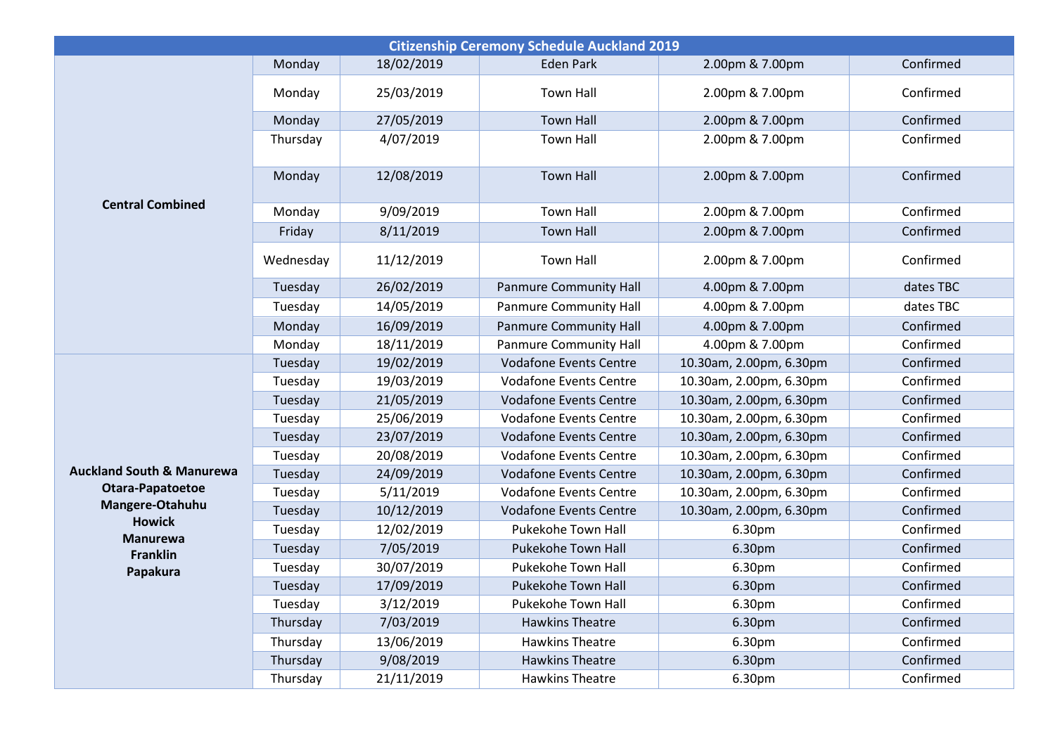| Citizenship Ceremony Schedule Auckland 2019 | | | | | |
|---|---|---|---|---|---|
| **Central Combined** | Monday | 18/02/2019 | Eden Park | 2.00pm & 7.00pm | Confirmed |
| | Monday | 25/03/2019 | Town Hall | 2.00pm & 7.00pm | Confirmed |
| | Monday | 27/05/2019 | Town Hall | 2.00pm & 7.00pm | Confirmed |
| | Thursday | 4/07/2019 | Town Hall | 2.00pm & 7.00pm | Confirmed |
| | Monday | 12/08/2019 | Town Hall | 2.00pm & 7.00pm | Confirmed |
| | Monday | 9/09/2019 | Town Hall | 2.00pm & 7.00pm | Confirmed |
| | Friday | 8/11/2019 | Town Hall | 2.00pm & 7.00pm | Confirmed |
| | Wednesday | 11/12/2019 | Town Hall | 2.00pm & 7.00pm | Confirmed |
| | Tuesday | 26/02/2019 | Panmure Community Hall | 4.00pm & 7.00pm | dates TBC |
| | Tuesday | 14/05/2019 | Panmure Community Hall | 4.00pm & 7.00pm | dates TBC |
| | Monday | 16/09/2019 | Panmure Community Hall | 4.00pm & 7.00pm | Confirmed |
| | Monday | 18/11/2019 | Panmure Community Hall | 4.00pm & 7.00pm | Confirmed |
| **Auckland South & Manurewa Otara-Papatoetoe Mangere-Otahuhu Howick Manurewa Franklin Papakura** | Tuesday | 19/02/2019 | Vodafone Events Centre | 10.30am, 2.00pm, 6.30pm | Confirmed |
| | Tuesday | 19/03/2019 | Vodafone Events Centre | 10.30am, 2.00pm, 6.30pm | Confirmed |
| | Tuesday | 21/05/2019 | Vodafone Events Centre | 10.30am, 2.00pm, 6.30pm | Confirmed |
| | Tuesday | 25/06/2019 | Vodafone Events Centre | 10.30am, 2.00pm, 6.30pm | Confirmed |
| | Tuesday | 23/07/2019 | Vodafone Events Centre | 10.30am, 2.00pm, 6.30pm | Confirmed |
| | Tuesday | 20/08/2019 | Vodafone Events Centre | 10.30am, 2.00pm, 6.30pm | Confirmed |
| | Tuesday | 24/09/2019 | Vodafone Events Centre | 10.30am, 2.00pm, 6.30pm | Confirmed |
| | Tuesday | 5/11/2019 | Vodafone Events Centre | 10.30am, 2.00pm, 6.30pm | Confirmed |
| | Tuesday | 10/12/2019 | Vodafone Events Centre | 10.30am, 2.00pm, 6.30pm | Confirmed |
| | Tuesday | 12/02/2019 | Pukekohe Town Hall | 6.30pm | Confirmed |
| | Tuesday | 7/05/2019 | Pukekohe Town Hall | 6.30pm | Confirmed |
| | Tuesday | 30/07/2019 | Pukekohe Town Hall | 6.30pm | Confirmed |
| | Tuesday | 17/09/2019 | Pukekohe Town Hall | 6.30pm | Confirmed |
| | Tuesday | 3/12/2019 | Pukekohe Town Hall | 6.30pm | Confirmed |
| | Thursday | 7/03/2019 | Hawkins Theatre | 6.30pm | Confirmed |
| | Thursday | 13/06/2019 | Hawkins Theatre | 6.30pm | Confirmed |
| | Thursday | 9/08/2019 | Hawkins Theatre | 6.30pm | Confirmed |
| | Thursday | 21/11/2019 | Hawkins Theatre | 6.30pm | Confirmed |